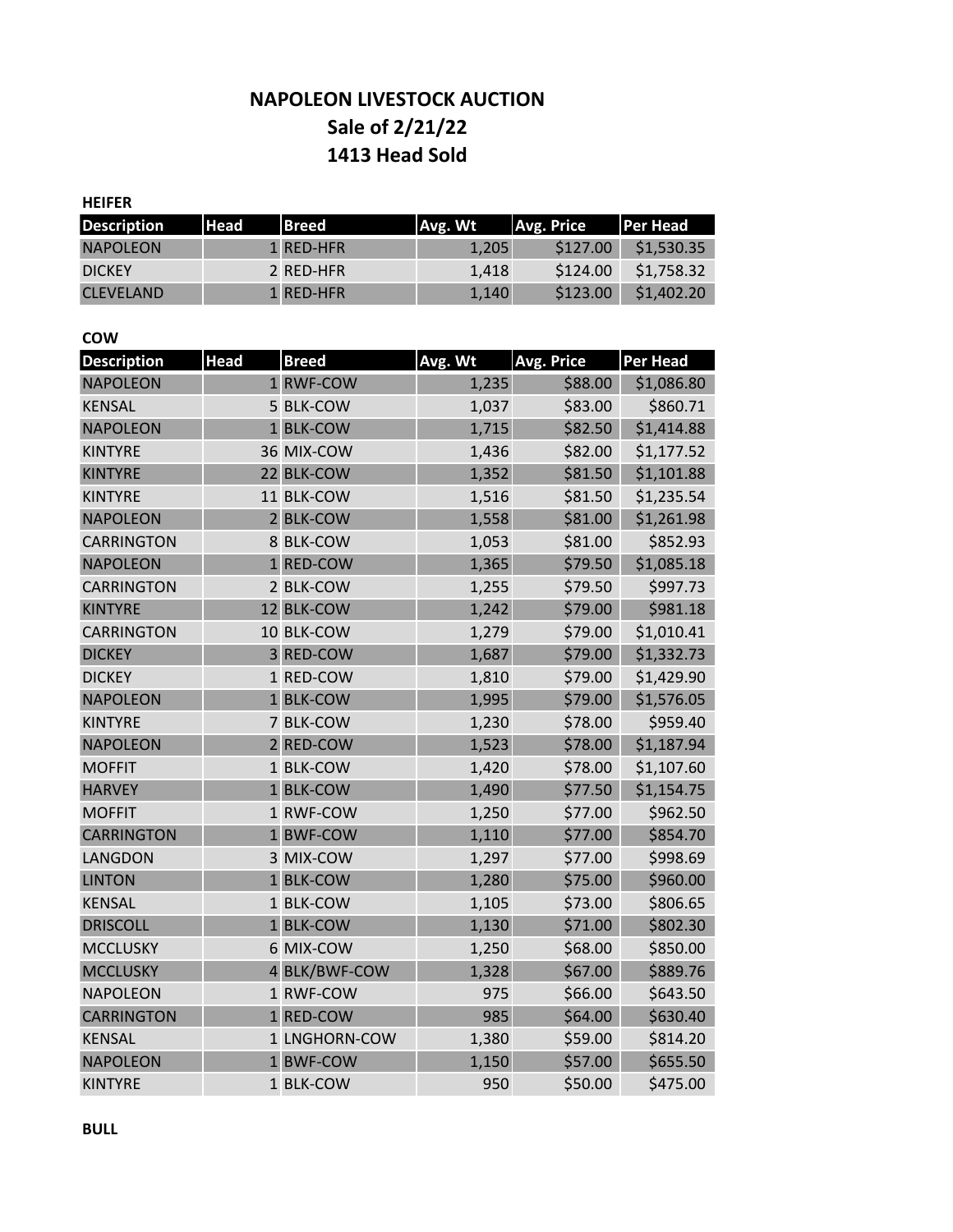# NAPOLEON LIVESTOCK AUCTION
## Sale of 2/21/22
## 1413 Head Sold

**HEIFER**

| Description | Head | Breed | Avg. Wt | Avg. Price | Per Head |
|---|---|---|---|---|---|
| NAPOLEON | 1 | RED-HFR | 1,205 | $127.00 | $1,530.35 |
| DICKEY | 2 | RED-HFR | 1,418 | $124.00 | $1,758.32 |
| CLEVELAND | 1 | RED-HFR | 1,140 | $123.00 | $1,402.20 |

**COW**

| Description | Head | Breed | Avg. Wt | Avg. Price | Per Head |
|---|---|---|---|---|---|
| NAPOLEON | 1 | RWF-COW | 1,235 | $88.00 | $1,086.80 |
| KENSAL | 5 | BLK-COW | 1,037 | $83.00 | $860.71 |
| NAPOLEON | 1 | BLK-COW | 1,715 | $82.50 | $1,414.88 |
| KINTYRE | 36 | MIX-COW | 1,436 | $82.00 | $1,177.52 |
| KINTYRE | 22 | BLK-COW | 1,352 | $81.50 | $1,101.88 |
| KINTYRE | 11 | BLK-COW | 1,516 | $81.50 | $1,235.54 |
| NAPOLEON | 2 | BLK-COW | 1,558 | $81.00 | $1,261.98 |
| CARRINGTON | 8 | BLK-COW | 1,053 | $81.00 | $852.93 |
| NAPOLEON | 1 | RED-COW | 1,365 | $79.50 | $1,085.18 |
| CARRINGTON | 2 | BLK-COW | 1,255 | $79.50 | $997.73 |
| KINTYRE | 12 | BLK-COW | 1,242 | $79.00 | $981.18 |
| CARRINGTON | 10 | BLK-COW | 1,279 | $79.00 | $1,010.41 |
| DICKEY | 3 | RED-COW | 1,687 | $79.00 | $1,332.73 |
| DICKEY | 1 | RED-COW | 1,810 | $79.00 | $1,429.90 |
| NAPOLEON | 1 | BLK-COW | 1,995 | $79.00 | $1,576.05 |
| KINTYRE | 7 | BLK-COW | 1,230 | $78.00 | $959.40 |
| NAPOLEON | 2 | RED-COW | 1,523 | $78.00 | $1,187.94 |
| MOFFIT | 1 | BLK-COW | 1,420 | $78.00 | $1,107.60 |
| HARVEY | 1 | BLK-COW | 1,490 | $77.50 | $1,154.75 |
| MOFFIT | 1 | RWF-COW | 1,250 | $77.00 | $962.50 |
| CARRINGTON | 1 | BWF-COW | 1,110 | $77.00 | $854.70 |
| LANGDON | 3 | MIX-COW | 1,297 | $77.00 | $998.69 |
| LINTON | 1 | BLK-COW | 1,280 | $75.00 | $960.00 |
| KENSAL | 1 | BLK-COW | 1,105 | $73.00 | $806.65 |
| DRISCOLL | 1 | BLK-COW | 1,130 | $71.00 | $802.30 |
| MCCLUSKY | 6 | MIX-COW | 1,250 | $68.00 | $850.00 |
| MCCLUSKY | 4 | BLK/BWF-COW | 1,328 | $67.00 | $889.76 |
| NAPOLEON | 1 | RWF-COW | 975 | $66.00 | $643.50 |
| CARRINGTON | 1 | RED-COW | 985 | $64.00 | $630.40 |
| KENSAL | 1 | LNGHORN-COW | 1,380 | $59.00 | $814.20 |
| NAPOLEON | 1 | BWF-COW | 1,150 | $57.00 | $655.50 |
| KINTYRE | 1 | BLK-COW | 950 | $50.00 | $475.00 |

**BULL**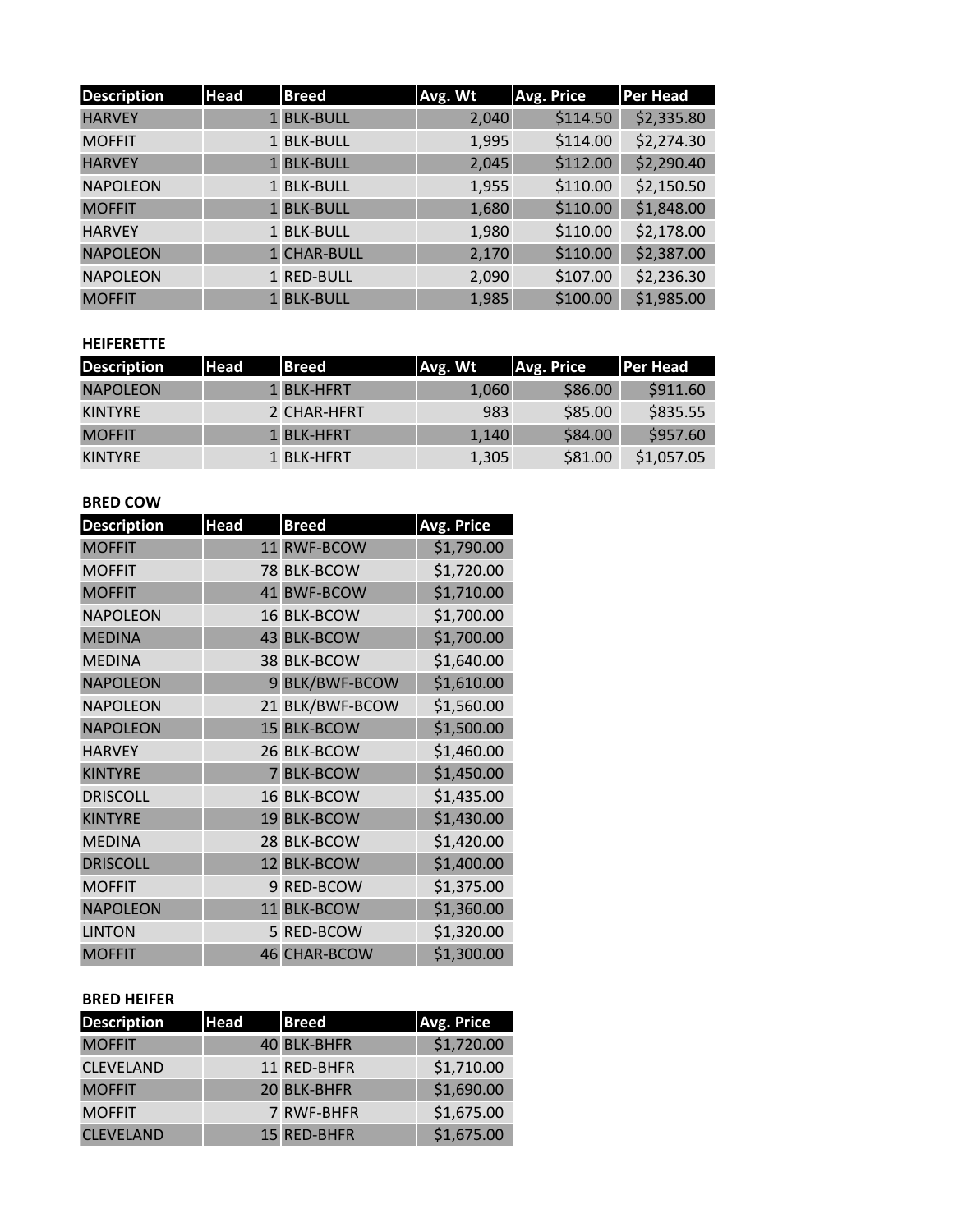| Description | Head | Breed | Avg. Wt | Avg. Price | Per Head |
|---|---|---|---|---|---|
| HARVEY | 1 | BLK-BULL | 2,040 | $114.50 | $2,335.80 |
| MOFFIT | 1 | BLK-BULL | 1,995 | $114.00 | $2,274.30 |
| HARVEY | 1 | BLK-BULL | 2,045 | $112.00 | $2,290.40 |
| NAPOLEON | 1 | BLK-BULL | 1,955 | $110.00 | $2,150.50 |
| MOFFIT | 1 | BLK-BULL | 1,680 | $110.00 | $1,848.00 |
| HARVEY | 1 | BLK-BULL | 1,980 | $110.00 | $2,178.00 |
| NAPOLEON | 1 | CHAR-BULL | 2,170 | $110.00 | $2,387.00 |
| NAPOLEON | 1 | RED-BULL | 2,090 | $107.00 | $2,236.30 |
| MOFFIT | 1 | BLK-BULL | 1,985 | $100.00 | $1,985.00 |

**HEIFERETTE**

| Description | Head | Breed | Avg. Wt | Avg. Price | Per Head |
|---|---|---|---|---|---|
| NAPOLEON | 1 | BLK-HFRT | 1,060 | $86.00 | $911.60 |
| KINTYRE | 2 | CHAR-HFRT | 983 | $85.00 | $835.55 |
| MOFFIT | 1 | BLK-HFRT | 1,140 | $84.00 | $957.60 |
| KINTYRE | 1 | BLK-HFRT | 1,305 | $81.00 | $1,057.05 |

**BRED COW**

| Description | Head | Breed | Avg. Price |
|---|---|---|---|
| MOFFIT | 11 | RWF-BCOW | $1,790.00 |
| MOFFIT | 78 | BLK-BCOW | $1,720.00 |
| MOFFIT | 41 | BWF-BCOW | $1,710.00 |
| NAPOLEON | 16 | BLK-BCOW | $1,700.00 |
| MEDINA | 43 | BLK-BCOW | $1,700.00 |
| MEDINA | 38 | BLK-BCOW | $1,640.00 |
| NAPOLEON | 9 | BLK/BWF-BCOW | $1,610.00 |
| NAPOLEON | 21 | BLK/BWF-BCOW | $1,560.00 |
| NAPOLEON | 15 | BLK-BCOW | $1,500.00 |
| HARVEY | 26 | BLK-BCOW | $1,460.00 |
| KINTYRE | 7 | BLK-BCOW | $1,450.00 |
| DRISCOLL | 16 | BLK-BCOW | $1,435.00 |
| KINTYRE | 19 | BLK-BCOW | $1,430.00 |
| MEDINA | 28 | BLK-BCOW | $1,420.00 |
| DRISCOLL | 12 | BLK-BCOW | $1,400.00 |
| MOFFIT | 9 | RED-BCOW | $1,375.00 |
| NAPOLEON | 11 | BLK-BCOW | $1,360.00 |
| LINTON | 5 | RED-BCOW | $1,320.00 |
| MOFFIT | 46 | CHAR-BCOW | $1,300.00 |

**BRED HEIFER**

| Description | Head | Breed | Avg. Price |
|---|---|---|---|
| MOFFIT | 40 | BLK-BHFR | $1,720.00 |
| CLEVELAND | 11 | RED-BHFR | $1,710.00 |
| MOFFIT | 20 | BLK-BHFR | $1,690.00 |
| MOFFIT | 7 | RWF-BHFR | $1,675.00 |
| CLEVELAND | 15 | RED-BHFR | $1,675.00 |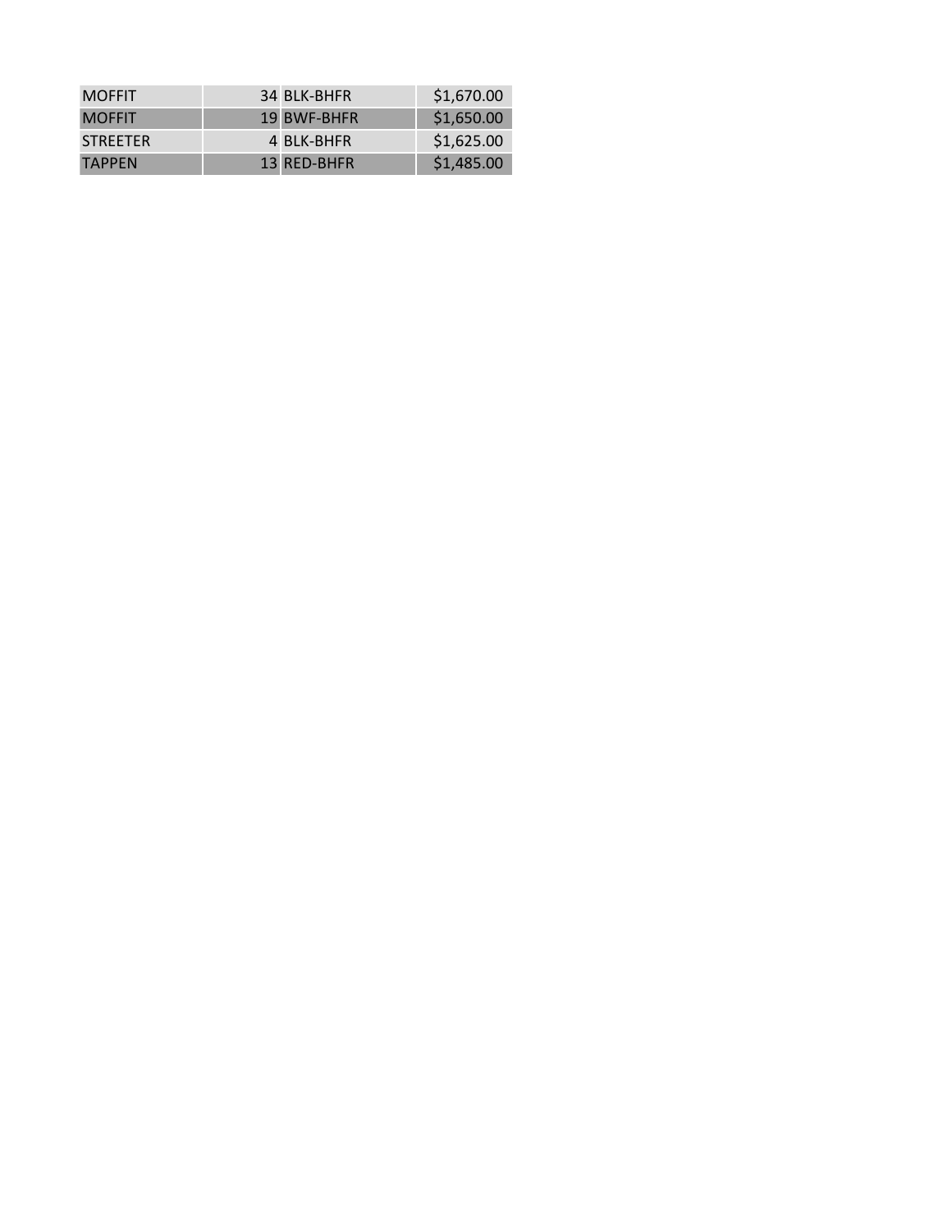| | | | |
|---|---|---|---|
| MOFFIT | 34 | BLK-BHFR | $1,670.00 |
| MOFFIT | 19 | BWF-BHFR | $1,650.00 |
| STREETER | 4 | BLK-BHFR | $1,625.00 |
| TAPPEN | 13 | RED-BHFR | $1,485.00 |